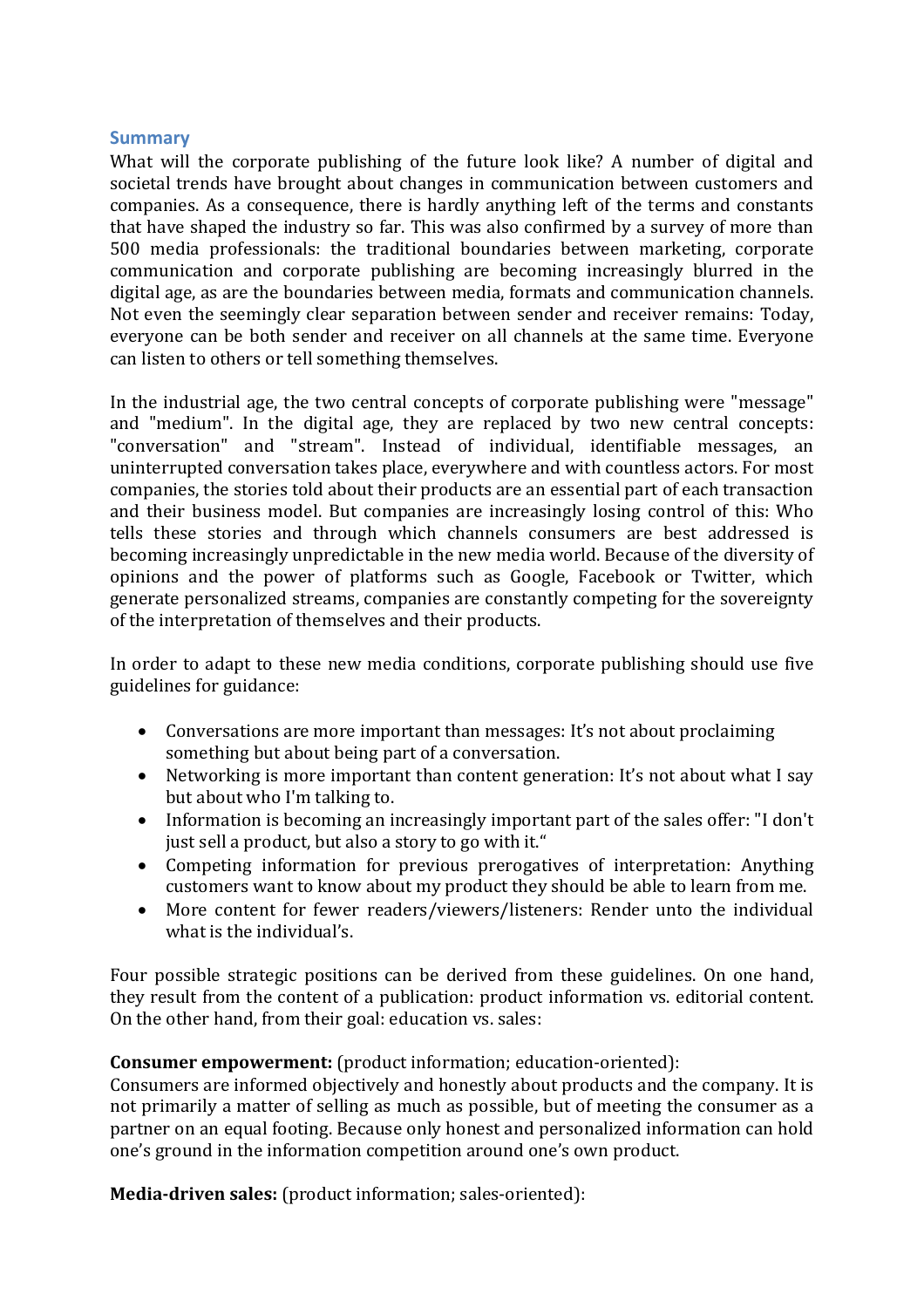## Summary

What will the corporate publishing of the future look like? A number of digital and societal trends have brought about changes in communication between customers and companies. As a consequence, there is hardly anything left of the terms and constants that have shaped the industry so far. This was also confirmed by a survey of more than 500 media professionals: the traditional boundaries between marketing, corporate communication and corporate publishing are becoming increasingly blurred in the digital age, as are the boundaries between media, formats and communication channels. Not even the seemingly clear separation between sender and receiver remains: Today, everyone can be both sender and receiver on all channels at the same time. Everyone can listen to others or tell something themselves.

In the industrial age, the two central concepts of corporate publishing were "message" and "medium". In the digital age, they are replaced by two new central concepts: "conversation" and "stream". Instead of individual, identifiable messages, an uninterrupted conversation takes place, everywhere and with countless actors. For most companies, the stories told about their products are an essential part of each transaction and their business model. But companies are increasingly losing control of this: Who tells these stories and through which channels consumers are best addressed is becoming increasingly unpredictable in the new media world. Because of the diversity of opinions and the power of platforms such as Google, Facebook or Twitter, which generate personalized streams, companies are constantly competing for the sovereignty of the interpretation of themselves and their products.

In order to adapt to these new media conditions, corporate publishing should use five guidelines for guidance:

- Conversations are more important than messages: It's not about proclaiming something but about being part of a conversation.
- Networking is more important than content generation: It's not about what I say but about who I'm talking to.
- Information is becoming an increasingly important part of the sales offer: "I don't just sell a product, but also a story to go with it."
- Competing information for previous prerogatives of interpretation: Anything customers want to know about my product they should be able to learn from me.
- More content for fewer readers/viewers/listeners: Render unto the individual what is the individual's.

Four possible strategic positions can be derived from these guidelines. On one hand, they result from the content of a publication: product information vs. editorial content. On the other hand, from their goal: education vs. sales:

**Consumer empowerment:** (product information; education-oriented):
Consumers are informed objectively and honestly about products and the company. It is not primarily a matter of selling as much as possible, but of meeting the consumer as a partner on an equal footing. Because only honest and personalized information can hold one's ground in the information competition around one's own product.

**Media-driven sales:** (product information; sales-oriented):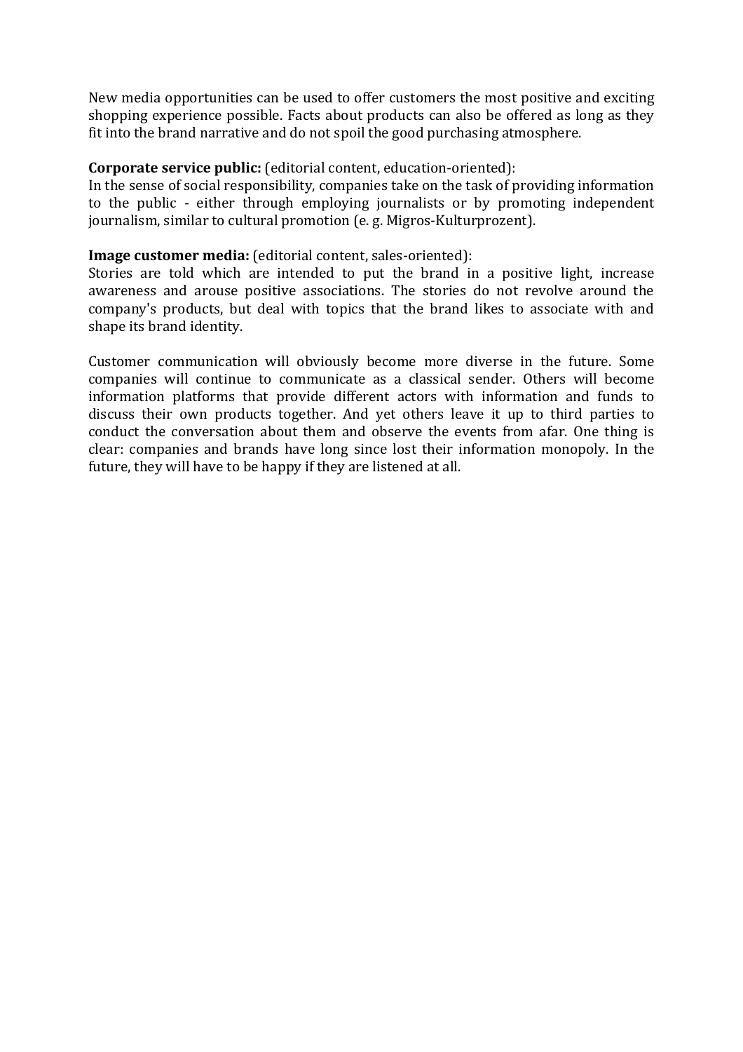New media opportunities can be used to offer customers the most positive and exciting shopping experience possible. Facts about products can also be offered as long as they fit into the brand narrative and do not spoil the good purchasing atmosphere.

**Corporate service public:** (editorial content, education-oriented):
In the sense of social responsibility, companies take on the task of providing information to the public - either through employing journalists or by promoting independent journalism, similar to cultural promotion (e. g. Migros-Kulturprozent).

**Image customer media:** (editorial content, sales-oriented):
Stories are told which are intended to put the brand in a positive light, increase awareness and arouse positive associations. The stories do not revolve around the company's products, but deal with topics that the brand likes to associate with and shape its brand identity.

Customer communication will obviously become more diverse in the future. Some companies will continue to communicate as a classical sender. Others will become information platforms that provide different actors with information and funds to discuss their own products together. And yet others leave it up to third parties to conduct the conversation about them and observe the events from afar. One thing is clear: companies and brands have long since lost their information monopoly. In the future, they will have to be happy if they are listened at all.